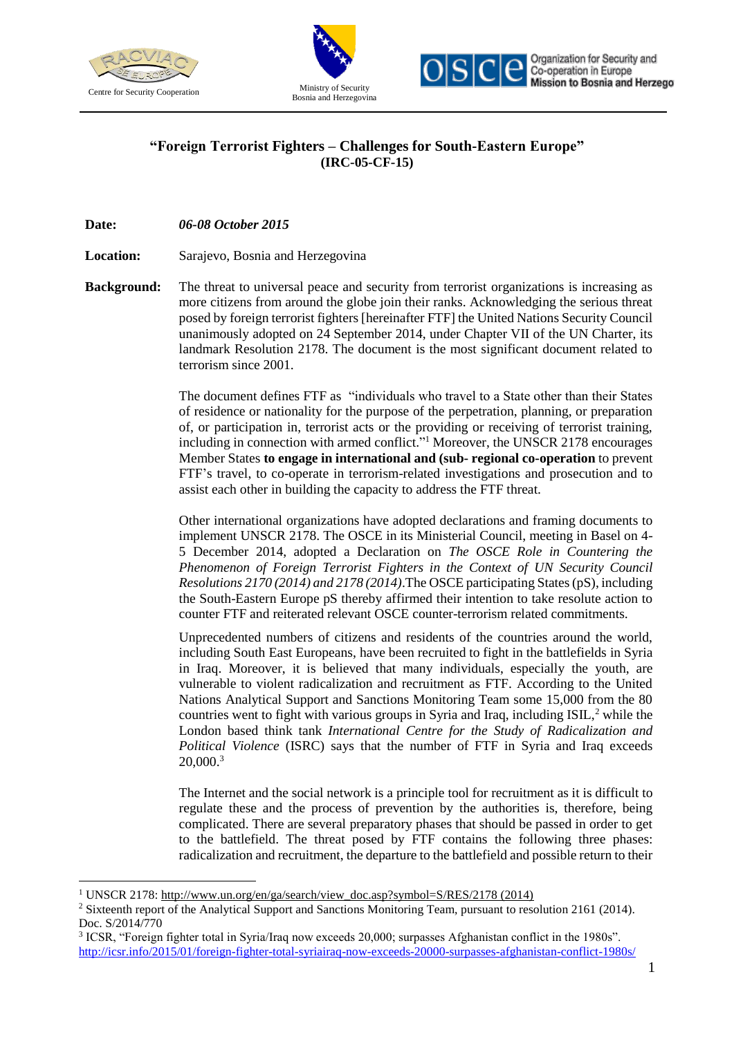Centre for Security Cooperation

Ministry of Security
Bosnia and Herzegovina

Organization for Security and Co-operation in Europe
Mission to Bosnia and Herzego

# "Foreign Terrorist Fighters – Challenges for South-Eastern Europe" (IRC-05-CF-15)

**Date:** *06-08 October 2015*

**Location:** Sarajevo, Bosnia and Herzegovina

**Background:** The threat to universal peace and security from terrorist organizations is increasing as more citizens from around the globe join their ranks. Acknowledging the serious threat posed by foreign terrorist fighters [hereinafter FTF] the United Nations Security Council unanimously adopted on 24 September 2014, under Chapter VII of the UN Charter, its landmark Resolution 2178. The document is the most significant document related to terrorism since 2001.

The document defines FTF as "individuals who travel to a State other than their States of residence or nationality for the purpose of the perpetration, planning, or preparation of, or participation in, terrorist acts or the providing or receiving of terrorist training, including in connection with armed conflict."[1] Moreover, the UNSCR 2178 encourages Member States **to engage in international and (sub- regional co-operation** to prevent FTF's travel, to co-operate in terrorism-related investigations and prosecution and to assist each other in building the capacity to address the FTF threat.

Other international organizations have adopted declarations and framing documents to implement UNSCR 2178. The OSCE in its Ministerial Council, meeting in Basel on 4-5 December 2014, adopted a Declaration on *The OSCE Role in Countering the Phenomenon of Foreign Terrorist Fighters in the Context of UN Security Council Resolutions 2170 (2014) and 2178 (2014)*.The OSCE participating States (pS), including the South-Eastern Europe pS thereby affirmed their intention to take resolute action to counter FTF and reiterated relevant OSCE counter-terrorism related commitments.

Unprecedented numbers of citizens and residents of the countries around the world, including South East Europeans, have been recruited to fight in the battlefields in Syria in Iraq. Moreover, it is believed that many individuals, especially the youth, are vulnerable to violent radicalization and recruitment as FTF. According to the United Nations Analytical Support and Sanctions Monitoring Team some 15,000 from the 80 countries went to fight with various groups in Syria and Iraq, including ISIL,[2] while the London based think tank *International Centre for the Study of Radicalization and Political Violence* (ISRC) says that the number of FTF in Syria and Iraq exceeds 20,000.[3]

The Internet and the social network is a principle tool for recruitment as it is difficult to regulate these and the process of prevention by the authorities is, therefore, being complicated. There are several preparatory phases that should be passed in order to get to the battlefield. The threat posed by FTF contains the following three phases: radicalization and recruitment, the departure to the battlefield and possible return to their

---

[1] UNSCR 2178: http://www.un.org/en/ga/search/view_doc.asp?symbol=S/RES/2178 (2014)

[2] Sixteenth report of the Analytical Support and Sanctions Monitoring Team, pursuant to resolution 2161 (2014). Doc. S/2014/770

[3] ICSR, "Foreign fighter total in Syria/Iraq now exceeds 20,000; surpasses Afghanistan conflict in the 1980s". http://icsr.info/2015/01/foreign-fighter-total-syriairaq-now-exceeds-20000-surpasses-afghanistan-conflict-1980s/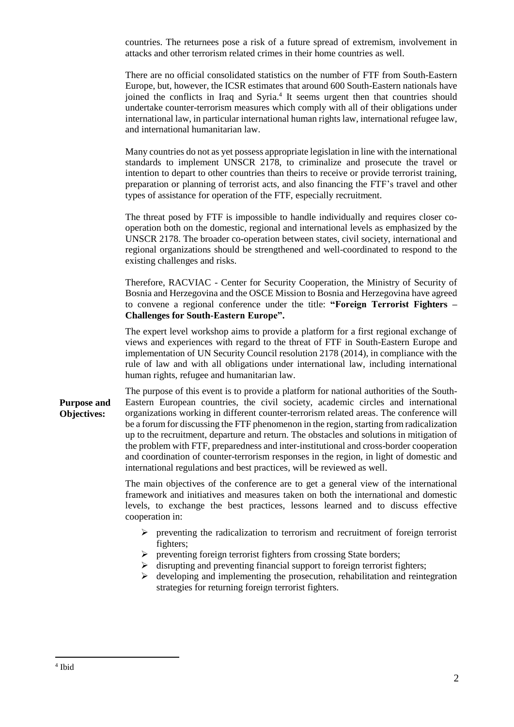countries. The returnees pose a risk of a future spread of extremism, involvement in attacks and other terrorism related crimes in their home countries as well.

There are no official consolidated statistics on the number of FTF from South-Eastern Europe, but, however, the ICSR estimates that around 600 South-Eastern nationals have joined the conflicts in Iraq and Syria.[4] It seems urgent then that countries should undertake counter-terrorism measures which comply with all of their obligations under international law, in particular international human rights law, international refugee law, and international humanitarian law.

Many countries do not as yet possess appropriate legislation in line with the international standards to implement UNSCR 2178, to criminalize and prosecute the travel or intention to depart to other countries than theirs to receive or provide terrorist training, preparation or planning of terrorist acts, and also financing the FTF's travel and other types of assistance for operation of the FTF, especially recruitment.

The threat posed by FTF is impossible to handle individually and requires closer co-operation both on the domestic, regional and international levels as emphasized by the UNSCR 2178. The broader co-operation between states, civil society, international and regional organizations should be strengthened and well-coordinated to respond to the existing challenges and risks.

Therefore, RACVIAC - Center for Security Cooperation, the Ministry of Security of Bosnia and Herzegovina and the OSCE Mission to Bosnia and Herzegovina have agreed to convene a regional conference under the title: **"Foreign Terrorist Fighters – Challenges for South-Eastern Europe".**

The expert level workshop aims to provide a platform for a first regional exchange of views and experiences with regard to the threat of FTF in South-Eastern Europe and implementation of UN Security Council resolution 2178 (2014), in compliance with the rule of law and with all obligations under international law, including international human rights, refugee and humanitarian law.

**Purpose and Objectives:**

The purpose of this event is to provide a platform for national authorities of the South-Eastern European countries, the civil society, academic circles and international organizations working in different counter-terrorism related areas. The conference will be a forum for discussing the FTF phenomenon in the region, starting from radicalization up to the recruitment, departure and return. The obstacles and solutions in mitigation of the problem with FTF, preparedness and inter-institutional and cross-border cooperation and coordination of counter-terrorism responses in the region, in light of domestic and international regulations and best practices, will be reviewed as well.

The main objectives of the conference are to get a general view of the international framework and initiatives and measures taken on both the international and domestic levels, to exchange the best practices, lessons learned and to discuss effective cooperation in:

- preventing the radicalization to terrorism and recruitment of foreign terrorist fighters;
- preventing foreign terrorist fighters from crossing State borders;
- disrupting and preventing financial support to foreign terrorist fighters;
- developing and implementing the prosecution, rehabilitation and reintegration strategies for returning foreign terrorist fighters.

[4] Ibid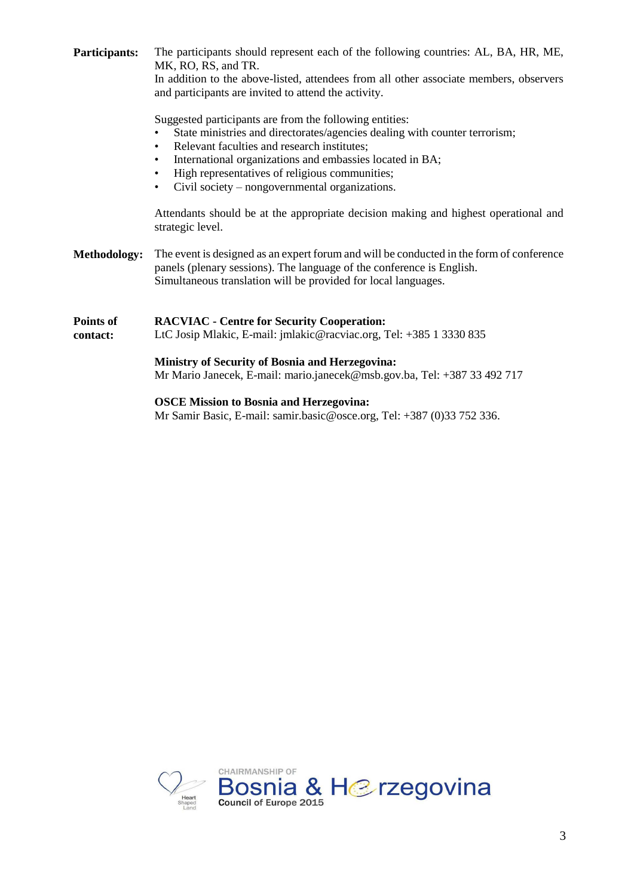**Participants:** The participants should represent each of the following countries: AL, BA, HR, ME, MK, RO, RS, and TR.
In addition to the above-listed, attendees from all other associate members, observers and participants are invited to attend the activity.

Suggested participants are from the following entities:

- State ministries and directorates/agencies dealing with counter terrorism;
- Relevant faculties and research institutes;
- International organizations and embassies located in BA;
- High representatives of religious communities;
- Civil society – nongovernmental organizations.

Attendants should be at the appropriate decision making and highest operational and strategic level.

**Methodology:** The event is designed as an expert forum and will be conducted in the form of conference panels (plenary sessions). The language of the conference is English.
Simultaneous translation will be provided for local languages.

**Points of contact:**

**RACVIAC - Centre for Security Cooperation:**
LtC Josip Mlakic, E-mail: jmlakic@racviac.org, Tel: +385 1 3330 835

**Ministry of Security of Bosnia and Herzegovina:**
Mr Mario Janecek, E-mail: mario.janecek@msb.gov.ba, Tel: +387 33 492 717

**OSCE Mission to Bosnia and Herzegovina:**
Mr Samir Basic, E-mail: samir.basic@osce.org, Tel: +387 (0)33 752 336.

CHAIRMANSHIP OF
Bosnia & Herzegovina
Council of Europe 2015